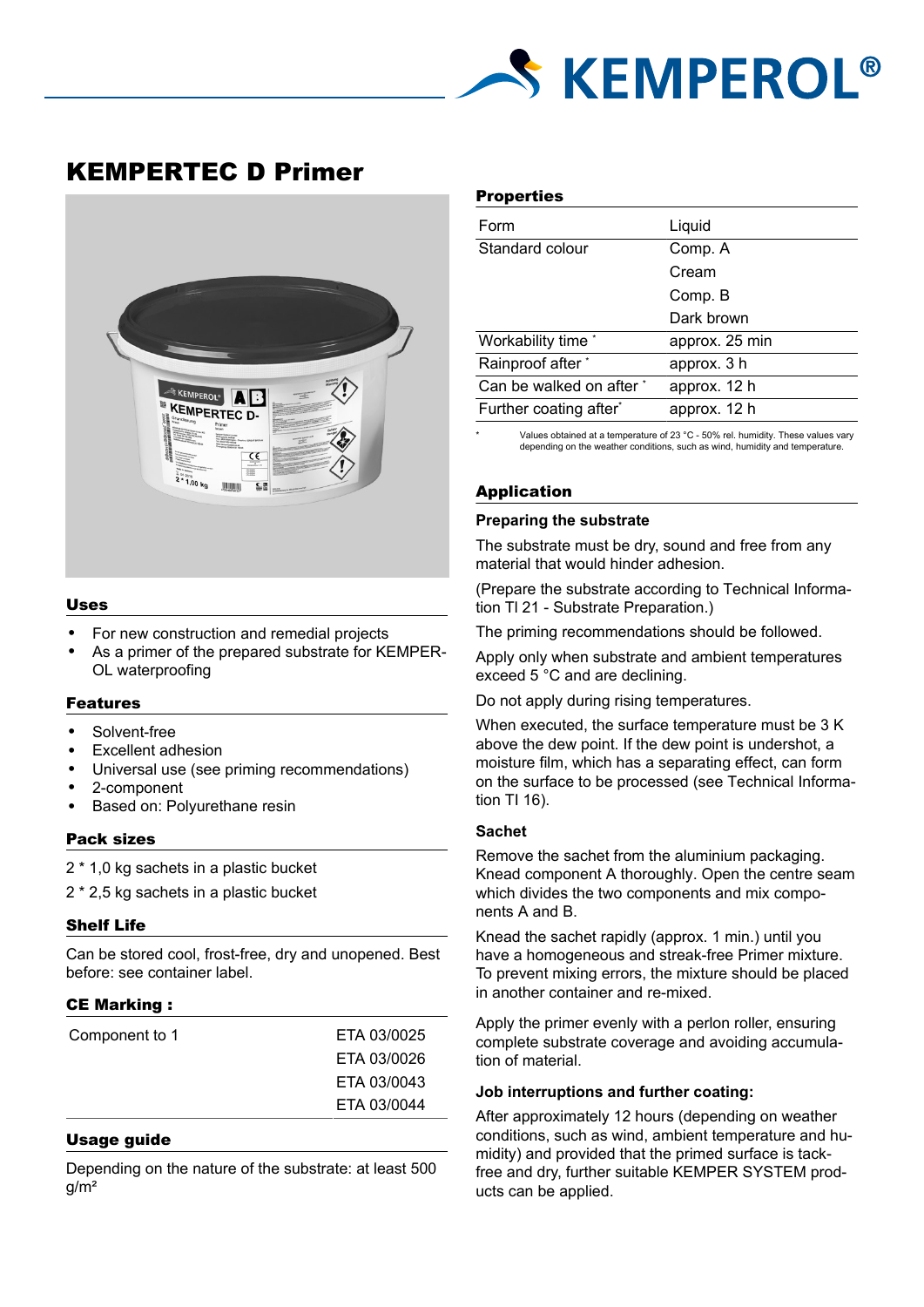# KEMPERTEC D Primer

## Uses

- For new construction and remedial projects
- As a primer of the prepared substrate for KEMPEROL waterproofing

## Features

- Solvent-free
- Excellent adhesion
- Universal use (see priming recommendations)
- 2-component
- Based on: Polyurethane resin

## Pack sizes

2 * 1,0 kg sachets in a plastic bucket

2 * 2,5 kg sachets in a plastic bucket

## Shelf Life

Can be stored cool, frost-free, dry and unopened. Best before: see container label.

## CE Marking :

| Component to 1 | ETA 03/0025 |
|---|---|
| | ETA 03/0026 |
| | ETA 03/0043 |
| | ETA 03/0044 |

## Usage guide

Depending on the nature of the substrate: at least 500 g/m²

## Properties

| Form | Liquid |
|---|---|
| Standard colour | Comp. A<br>Cream<br>Comp. B<br>Dark brown |
| Workability time * | approx. 25 min |
| Rainproof after * | approx. 3 h |
| Can be walked on after * | approx. 12 h |
| Further coating after* | approx. 12 h |

* Values obtained at a temperature of 23 °C - 50% rel. humidity. These values vary depending on the weather conditions, such as wind, humidity and temperature.

## Application

### Preparing the substrate

The substrate must be dry, sound and free from any material that would hinder adhesion.

(Prepare the substrate according to Technical Information TI 21 - Substrate Preparation.)

The priming recommendations should be followed.

Apply only when substrate and ambient temperatures exceed 5 °C and are declining.

Do not apply during rising temperatures.

When executed, the surface temperature must be 3 K above the dew point. If the dew point is undershot, a moisture film, which has a separating effect, can form on the surface to be processed (see Technical Information TI 16).

### Sachet

Remove the sachet from the aluminium packaging. Knead component A thoroughly. Open the centre seam which divides the two components and mix components A and B.

Knead the sachet rapidly (approx. 1 min.) until you have a homogeneous and streak-free Primer mixture. To prevent mixing errors, the mixture should be placed in another container and re-mixed.

Apply the primer evenly with a perlon roller, ensuring complete substrate coverage and avoiding accumulation of material.

### Job interruptions and further coating:

After approximately 12 hours (depending on weather conditions, such as wind, ambient temperature and humidity) and provided that the primed surface is tack-free and dry, further suitable KEMPER SYSTEM products can be applied.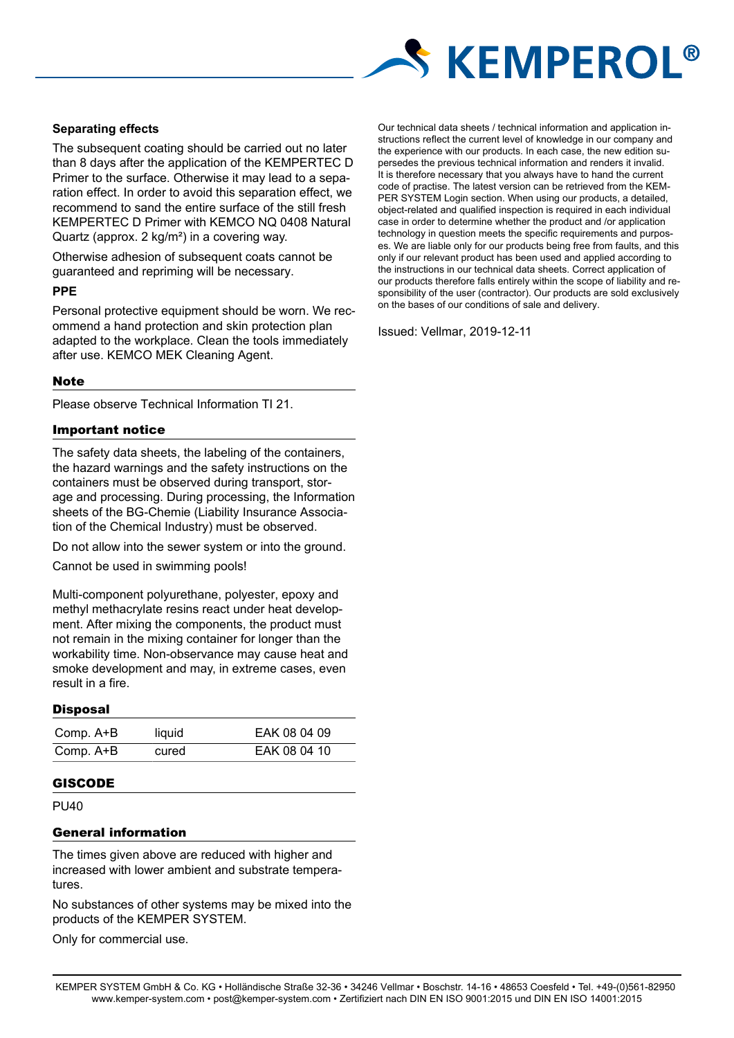### Separating effects

The subsequent coating should be carried out no later than 8 days after the application of the KEMPERTEC D Primer to the surface. Otherwise it may lead to a separation effect. In order to avoid this separation effect, we recommend to sand the entire surface of the still fresh KEMPERTEC D Primer with KEMCO NQ 0408 Natural Quartz (approx. 2 kg/m²) in a covering way.

Otherwise adhesion of subsequent coats cannot be guaranteed and repriming will be necessary.

### PPE

Personal protective equipment should be worn. We recommend a hand protection and skin protection plan adapted to the workplace. Clean the tools immediately after use. KEMCO MEK Cleaning Agent.

## Note

Please observe Technical Information TI 21.

## Important notice

The safety data sheets, the labeling of the containers, the hazard warnings and the safety instructions on the containers must be observed during transport, storage and processing. During processing, the Information sheets of the BG-Chemie (Liability Insurance Association of the Chemical Industry) must be observed.

Do not allow into the sewer system or into the ground.

Cannot be used in swimming pools!

Multi-component polyurethane, polyester, epoxy and methyl methacrylate resins react under heat development. After mixing the components, the product must not remain in the mixing container for longer than the workability time. Non-observance may cause heat and smoke development and may, in extreme cases, even result in a fire.

## Disposal

| | | |
|---|---|---|
| Comp. A+B | liquid | EAK 08 04 09 |
| Comp. A+B | cured | EAK 08 04 10 |

## GISCODE

PU40

## General information

The times given above are reduced with higher and increased with lower ambient and substrate temperatures.

No substances of other systems may be mixed into the products of the KEMPER SYSTEM.

Only for commercial use.

Our technical data sheets / technical information and application instructions reflect the current level of knowledge in our company and the experience with our products. In each case, the new edition supersedes the previous technical information and renders it invalid. It is therefore necessary that you always have to hand the current code of practise. The latest version can be retrieved from the KEMPER SYSTEM Login section. When using our products, a detailed, object-related and qualified inspection is required in each individual case in order to determine whether the product and /or application technology in question meets the specific requirements and purposes. We are liable only for our products being free from faults, and this only if our relevant product has been used and applied according to the instructions in our technical data sheets. Correct application of our products therefore falls entirely within the scope of liability and responsibility of the user (contractor). Our products are sold exclusively on the bases of our conditions of sale and delivery.

Issued: Vellmar, 2019-12-11